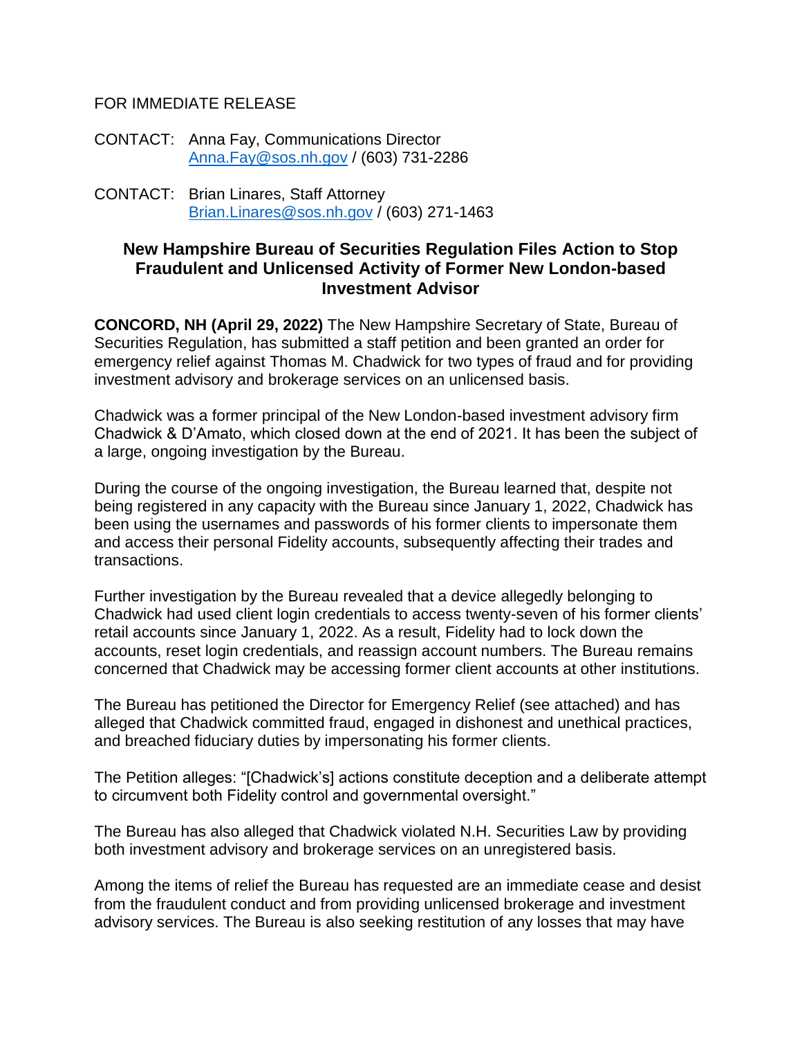FOR IMMEDIATE RELEASE

CONTACT: Anna Fay, Communications Director
Anna.Fay@sos.nh.gov / (603) 731-2286

CONTACT: Brian Linares, Staff Attorney
Brian.Linares@sos.nh.gov / (603) 271-1463

## New Hampshire Bureau of Securities Regulation Files Action to Stop Fraudulent and Unlicensed Activity of Former New London-based Investment Advisor

**CONCORD, NH (April 29, 2022)** The New Hampshire Secretary of State, Bureau of Securities Regulation, has submitted a staff petition and been granted an order for emergency relief against Thomas M. Chadwick for two types of fraud and for providing investment advisory and brokerage services on an unlicensed basis.

Chadwick was a former principal of the New London-based investment advisory firm Chadwick & D'Amato, which closed down at the end of 2021. It has been the subject of a large, ongoing investigation by the Bureau.

During the course of the ongoing investigation, the Bureau learned that, despite not being registered in any capacity with the Bureau since January 1, 2022, Chadwick has been using the usernames and passwords of his former clients to impersonate them and access their personal Fidelity accounts, subsequently affecting their trades and transactions.

Further investigation by the Bureau revealed that a device allegedly belonging to Chadwick had used client login credentials to access twenty-seven of his former clients' retail accounts since January 1, 2022. As a result, Fidelity had to lock down the accounts, reset login credentials, and reassign account numbers. The Bureau remains concerned that Chadwick may be accessing former client accounts at other institutions.

The Bureau has petitioned the Director for Emergency Relief (see attached) and has alleged that Chadwick committed fraud, engaged in dishonest and unethical practices, and breached fiduciary duties by impersonating his former clients.

The Petition alleges: "[Chadwick's] actions constitute deception and a deliberate attempt to circumvent both Fidelity control and governmental oversight."

The Bureau has also alleged that Chadwick violated N.H. Securities Law by providing both investment advisory and brokerage services on an unregistered basis.

Among the items of relief the Bureau has requested are an immediate cease and desist from the fraudulent conduct and from providing unlicensed brokerage and investment advisory services. The Bureau is also seeking restitution of any losses that may have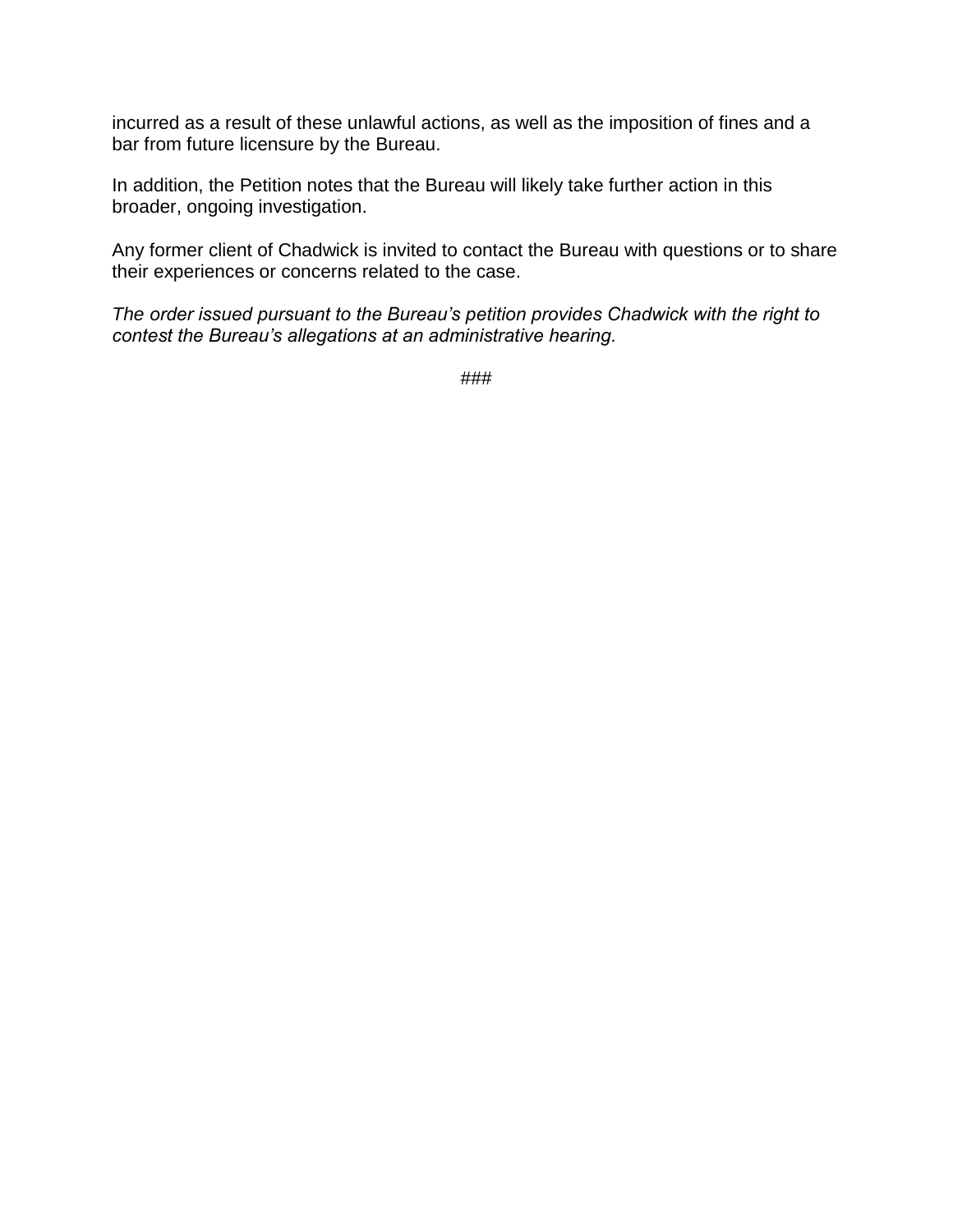incurred as a result of these unlawful actions, as well as the imposition of fines and a bar from future licensure by the Bureau.

In addition, the Petition notes that the Bureau will likely take further action in this broader, ongoing investigation.

Any former client of Chadwick is invited to contact the Bureau with questions or to share their experiences or concerns related to the case.

*The order issued pursuant to the Bureau's petition provides Chadwick with the right to contest the Bureau's allegations at an administrative hearing.*

###